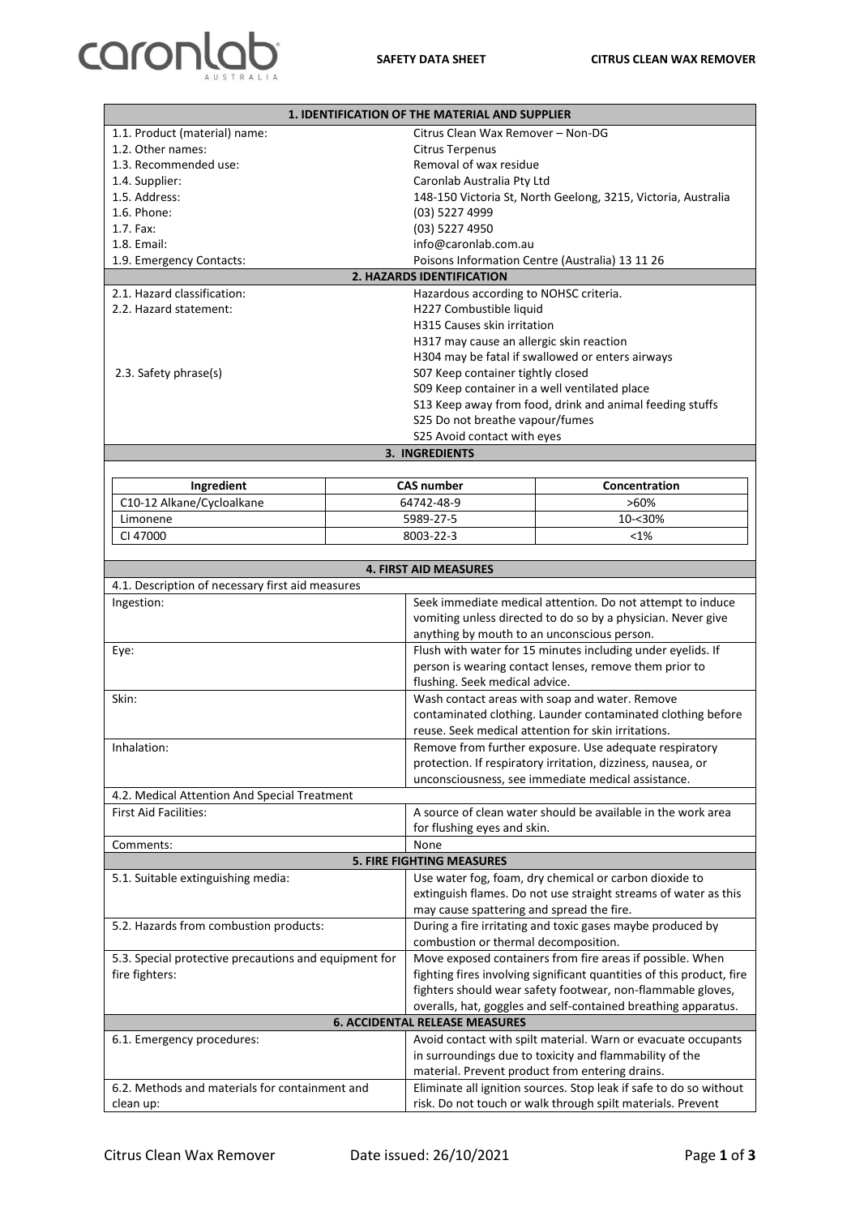## 1. IDENTIFICATION OF THE MATERIAL AND SUPPLIER

| | |
|---|---|
| 1.1. Product (material) name: | Citrus Clean Wax Remover – Non-DG |
| 1.2. Other names: | Citrus Terpenus |
| 1.3. Recommended use: | Removal of wax residue |
| 1.4. Supplier: | Caronlab Australia Pty Ltd |
| 1.5. Address: | 148-150 Victoria St, North Geelong, 3215, Victoria, Australia |
| 1.6. Phone: | (03) 5227 4999 |
| 1.7. Fax: | (03) 5227 4950 |
| 1.8. Email: | info@caronlab.com.au |
| 1.9. Emergency Contacts: | Poisons Information Centre (Australia) 13 11 26 |

## 2. HAZARDS IDENTIFICATION

| | |
|---|---|
| 2.1. Hazard classification: | Hazardous according to NOHSC criteria. |
| 2.2. Hazard statement: | H227 Combustible liquid<br>H315 Causes skin irritation<br>H317 may cause an allergic skin reaction<br>H304 may be fatal if swallowed or enters airways |
| 2.3. Safety phrase(s) | S07 Keep container tightly closed<br>S09 Keep container in a well ventilated place<br>S13 Keep away from food, drink and animal feeding stuffs<br>S25 Do not breathe vapour/fumes<br>S25 Avoid contact with eyes |

## 3. INGREDIENTS

| Ingredient | CAS number | Concentration |
|---|---|---|
| C10-12 Alkane/Cycloalkane | 64742-48-9 | >60% |
| Limonene | 5989-27-5 | 10-<30% |
| CI 47000 | 8003-22-3 | <1% |

## 4. FIRST AID MEASURES

4.1. Description of necessary first aid measures

| | |
|---|---|
| Ingestion: | Seek immediate medical attention. Do not attempt to induce vomiting unless directed to do so by a physician. Never give anything by mouth to an unconscious person. |
| Eye: | Flush with water for 15 minutes including under eyelids. If person is wearing contact lenses, remove them prior to flushing. Seek medical advice. |
| Skin: | Wash contact areas with soap and water. Remove contaminated clothing. Launder contaminated clothing before reuse. Seek medical attention for skin irritations. |
| Inhalation: | Remove from further exposure. Use adequate respiratory protection. If respiratory irritation, dizziness, nausea, or unconsciousness, see immediate medical assistance. |

4.2. Medical Attention And Special Treatment

| | |
|---|---|
| First Aid Facilities: | A source of clean water should be available in the work area for flushing eyes and skin. |
| Comments: | None |

## 5. FIRE FIGHTING MEASURES

| | |
|---|---|
| 5.1. Suitable extinguishing media: | Use water fog, foam, dry chemical or carbon dioxide to extinguish flames. Do not use straight streams of water as this may cause spattering and spread the fire. |
| 5.2. Hazards from combustion products: | During a fire irritating and toxic gases maybe produced by combustion or thermal decomposition. |
| 5.3. Special protective precautions and equipment for fire fighters: | Move exposed containers from fire areas if possible. When fighting fires involving significant quantities of this product, fire fighters should wear safety footwear, non-flammable gloves, overalls, hat, goggles and self-contained breathing apparatus. |

## 6. ACCIDENTAL RELEASE MEASURES

| | |
|---|---|
| 6.1. Emergency procedures: | Avoid contact with spilt material. Warn or evacuate occupants in surroundings due to toxicity and flammability of the material. Prevent product from entering drains. |
| 6.2. Methods and materials for containment and clean up: | Eliminate all ignition sources. Stop leak if safe to do so without risk. Do not touch or walk through spilt materials. Prevent |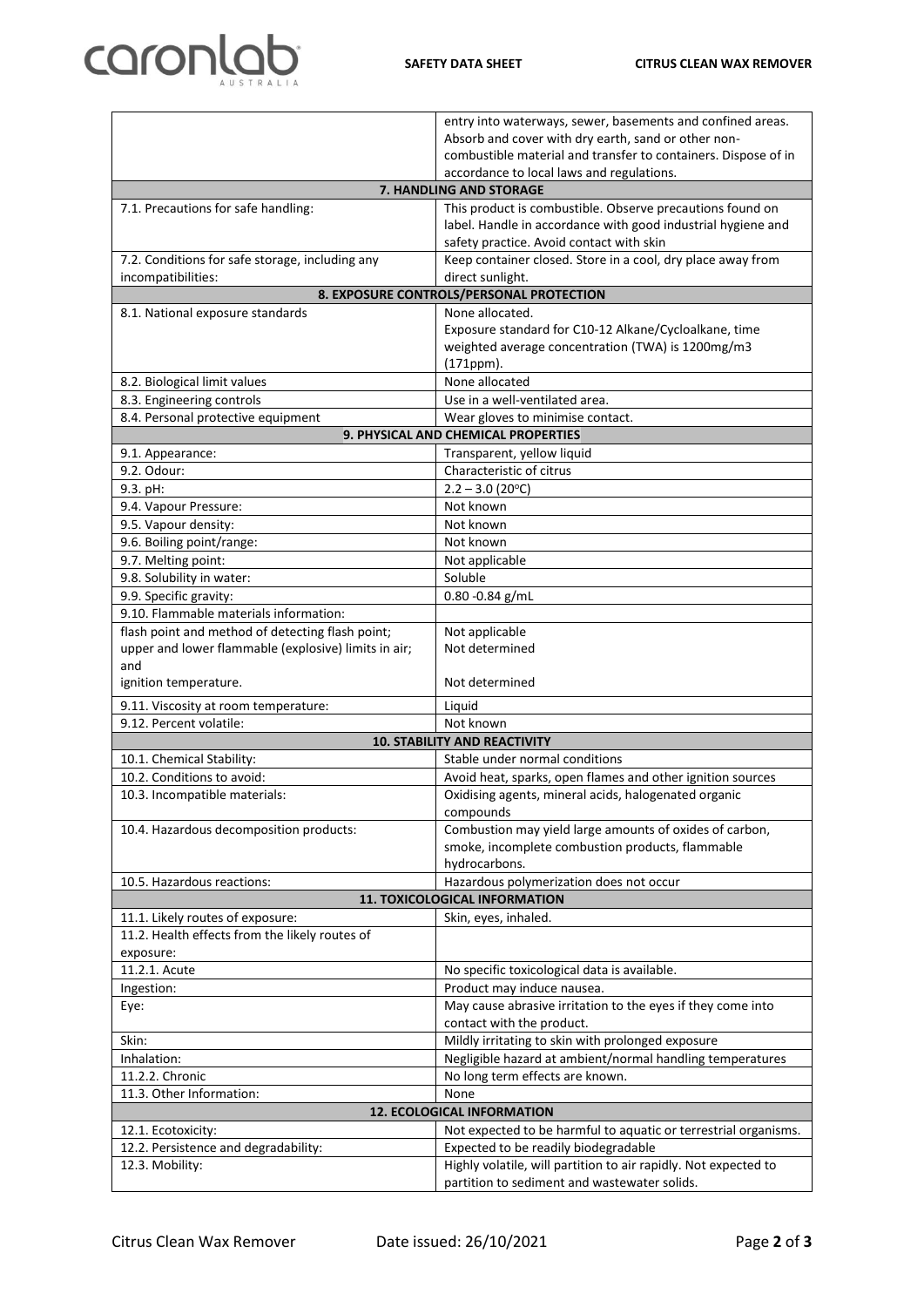| | |
|---|---|
| | entry into waterways, sewer, basements and confined areas. Absorb and cover with dry earth, sand or other non-combustible material and transfer to containers. Dispose of in accordance to local laws and regulations. |
| **7. HANDLING AND STORAGE** | |
| 7.1. Precautions for safe handling: | This product is combustible. Observe precautions found on label. Handle in accordance with good industrial hygiene and safety practice. Avoid contact with skin |
| 7.2. Conditions for safe storage, including any incompatibilities: | Keep container closed. Store in a cool, dry place away from direct sunlight. |
| **8. EXPOSURE CONTROLS/PERSONAL PROTECTION** | |
| 8.1. National exposure standards | None allocated. Exposure standard for C10-12 Alkane/Cycloalkane, time weighted average concentration (TWA) is 1200mg/m3 (171ppm). |
| 8.2. Biological limit values | None allocated |
| 8.3. Engineering controls | Use in a well-ventilated area. |
| 8.4. Personal protective equipment | Wear gloves to minimise contact. |
| **9. PHYSICAL AND CHEMICAL PROPERTIES** | |
| 9.1. Appearance: | Transparent, yellow liquid |
| 9.2. Odour: | Characteristic of citrus |
| 9.3. pH: | 2.2 – 3.0 (20°C) |
| 9.4. Vapour Pressure: | Not known |
| 9.5. Vapour density: | Not known |
| 9.6. Boiling point/range: | Not known |
| 9.7. Melting point: | Not applicable |
| 9.8. Solubility in water: | Soluble |
| 9.9. Specific gravity: | 0.80 -0.84 g/mL |
| 9.10. Flammable materials information: | |
| flash point and method of detecting flash point; upper and lower flammable (explosive) limits in air; and ignition temperature. | Not applicable<br>Not determined<br>Not determined |
| 9.11. Viscosity at room temperature: | Liquid |
| 9.12. Percent volatile: | Not known |
| **10. STABILITY AND REACTIVITY** | |
| 10.1. Chemical Stability: | Stable under normal conditions |
| 10.2. Conditions to avoid: | Avoid heat, sparks, open flames and other ignition sources |
| 10.3. Incompatible materials: | Oxidising agents, mineral acids, halogenated organic compounds |
| 10.4. Hazardous decomposition products: | Combustion may yield large amounts of oxides of carbon, smoke, incomplete combustion products, flammable hydrocarbons. |
| 10.5. Hazardous reactions: | Hazardous polymerization does not occur |
| **11. TOXICOLOGICAL INFORMATION** | |
| 11.1. Likely routes of exposure: | Skin, eyes, inhaled. |
| 11.2. Health effects from the likely routes of exposure: | |
| 11.2.1. Acute | No specific toxicological data is available. |
| Ingestion: | Product may induce nausea. |
| Eye: | May cause abrasive irritation to the eyes if they come into contact with the product. |
| Skin: | Mildly irritating to skin with prolonged exposure |
| Inhalation: | Negligible hazard at ambient/normal handling temperatures |
| 11.2.2. Chronic | No long term effects are known. |
| 11.3. Other Information: | None |
| **12. ECOLOGICAL INFORMATION** | |
| 12.1. Ecotoxicity: | Not expected to be harmful to aquatic or terrestrial organisms. |
| 12.2. Persistence and degradability: | Expected to be readily biodegradable |
| 12.3. Mobility: | Highly volatile, will partition to air rapidly. Not expected to partition to sediment and wastewater solids. |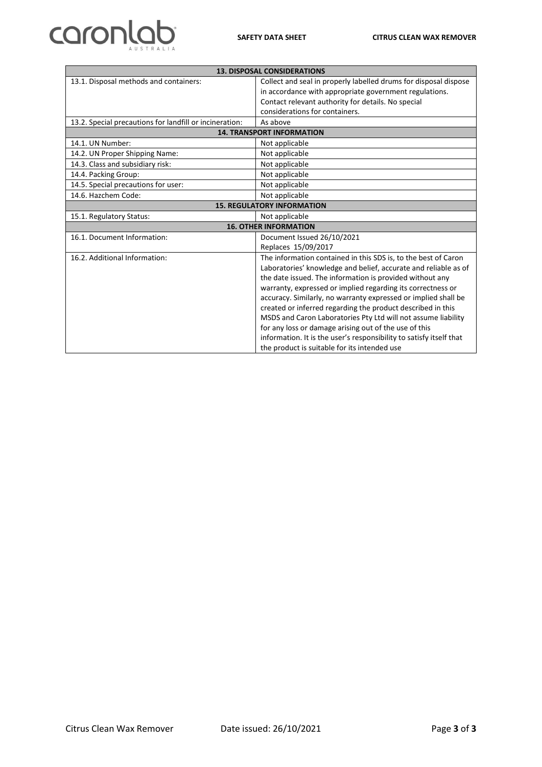| 13. DISPOSAL CONSIDERATIONS | |
| --- | --- |
| 13.1. Disposal methods and containers: | Collect and seal in properly labelled drums for disposal dispose in accordance with appropriate government regulations. Contact relevant authority for details. No special considerations for containers. |
| 13.2. Special precautions for landfill or incineration: | As above |
| **14. TRANSPORT INFORMATION** | |
| 14.1. UN Number: | Not applicable |
| 14.2. UN Proper Shipping Name: | Not applicable |
| 14.3. Class and subsidiary risk: | Not applicable |
| 14.4. Packing Group: | Not applicable |
| 14.5. Special precautions for user: | Not applicable |
| 14.6. Hazchem Code: | Not applicable |
| **15. REGULATORY INFORMATION** | |
| 15.1. Regulatory Status: | Not applicable |
| **16. OTHER INFORMATION** | |
| 16.1. Document Information: | Document Issued 26/10/2021<br>Replaces 15/09/2017 |
| 16.2. Additional Information: | The information contained in this SDS is, to the best of Caron Laboratories' knowledge and belief, accurate and reliable as of the date issued. The information is provided without any warranty, expressed or implied regarding its correctness or accuracy. Similarly, no warranty expressed or implied shall be created or inferred regarding the product described in this MSDS and Caron Laboratories Pty Ltd will not assume liability for any loss or damage arising out of the use of this information. It is the user's responsibility to satisfy itself that the product is suitable for its intended use |